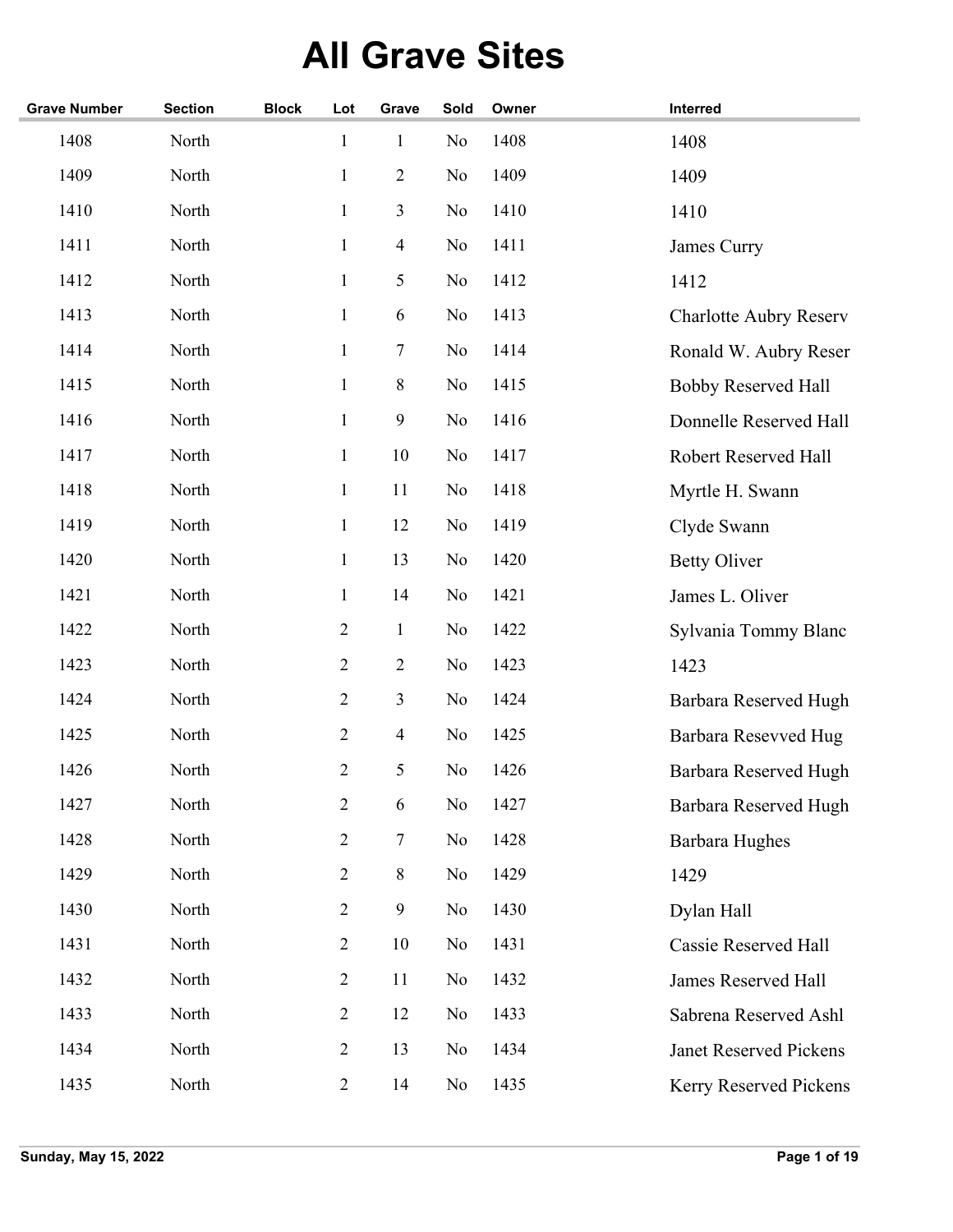# All Grave Sites

| Grave Number | Section | Block | Lot | Grave | Sold | Owner | Interred |
|---|---|---|---|---|---|---|---|
| 1408 | North | | 1 | 1 | No | 1408 | 1408 |
| 1409 | North | | 1 | 2 | No | 1409 | 1409 |
| 1410 | North | | 1 | 3 | No | 1410 | 1410 |
| 1411 | North | | 1 | 4 | No | 1411 | James Curry |
| 1412 | North | | 1 | 5 | No | 1412 | 1412 |
| 1413 | North | | 1 | 6 | No | 1413 | Charlotte Aubry Reserv |
| 1414 | North | | 1 | 7 | No | 1414 | Ronald W. Aubry Reser |
| 1415 | North | | 1 | 8 | No | 1415 | Bobby Reserved Hall |
| 1416 | North | | 1 | 9 | No | 1416 | Donnelle Reserved Hall |
| 1417 | North | | 1 | 10 | No | 1417 | Robert Reserved Hall |
| 1418 | North | | 1 | 11 | No | 1418 | Myrtle H. Swann |
| 1419 | North | | 1 | 12 | No | 1419 | Clyde Swann |
| 1420 | North | | 1 | 13 | No | 1420 | Betty Oliver |
| 1421 | North | | 1 | 14 | No | 1421 | James L. Oliver |
| 1422 | North | | 2 | 1 | No | 1422 | Sylvania Tommy Blanc |
| 1423 | North | | 2 | 2 | No | 1423 | 1423 |
| 1424 | North | | 2 | 3 | No | 1424 | Barbara Reserved Hugh |
| 1425 | North | | 2 | 4 | No | 1425 | Barbara Resevved Hug |
| 1426 | North | | 2 | 5 | No | 1426 | Barbara Reserved Hugh |
| 1427 | North | | 2 | 6 | No | 1427 | Barbara Reserved Hugh |
| 1428 | North | | 2 | 7 | No | 1428 | Barbara Hughes |
| 1429 | North | | 2 | 8 | No | 1429 | 1429 |
| 1430 | North | | 2 | 9 | No | 1430 | Dylan Hall |
| 1431 | North | | 2 | 10 | No | 1431 | Cassie Reserved Hall |
| 1432 | North | | 2 | 11 | No | 1432 | James Reserved Hall |
| 1433 | North | | 2 | 12 | No | 1433 | Sabrena Reserved Ashl |
| 1434 | North | | 2 | 13 | No | 1434 | Janet Reserved Pickens |
| 1435 | North | | 2 | 14 | No | 1435 | Kerry Reserved Pickens |

Sunday, May 15, 2022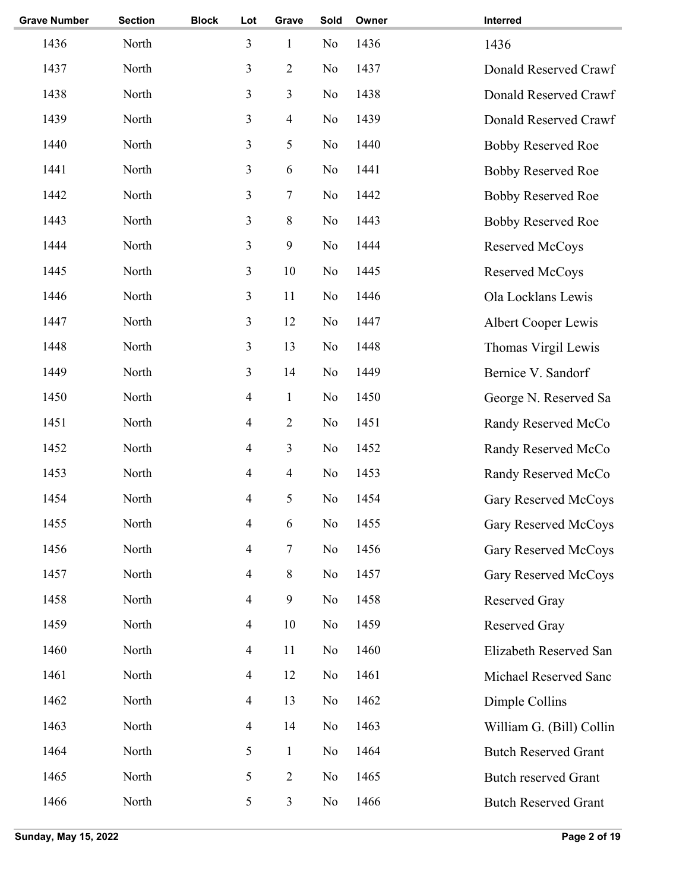| Grave Number | Section | Block | Lot | Grave | Sold | Owner | Interred |
|---|---|---|---|---|---|---|---|
| 1436 | North | | 3 | 1 | No | 1436 | 1436 |
| 1437 | North | | 3 | 2 | No | 1437 | Donald Reserved Crawf |
| 1438 | North | | 3 | 3 | No | 1438 | Donald Reserved Crawf |
| 1439 | North | | 3 | 4 | No | 1439 | Donald Reserved Crawf |
| 1440 | North | | 3 | 5 | No | 1440 | Bobby Reserved Roe |
| 1441 | North | | 3 | 6 | No | 1441 | Bobby Reserved Roe |
| 1442 | North | | 3 | 7 | No | 1442 | Bobby Reserved Roe |
| 1443 | North | | 3 | 8 | No | 1443 | Bobby Reserved Roe |
| 1444 | North | | 3 | 9 | No | 1444 | Reserved McCoys |
| 1445 | North | | 3 | 10 | No | 1445 | Reserved McCoys |
| 1446 | North | | 3 | 11 | No | 1446 | Ola Locklans Lewis |
| 1447 | North | | 3 | 12 | No | 1447 | Albert Cooper Lewis |
| 1448 | North | | 3 | 13 | No | 1448 | Thomas Virgil Lewis |
| 1449 | North | | 3 | 14 | No | 1449 | Bernice V. Sandorf |
| 1450 | North | | 4 | 1 | No | 1450 | George N. Reserved Sa |
| 1451 | North | | 4 | 2 | No | 1451 | Randy Reserved McCo |
| 1452 | North | | 4 | 3 | No | 1452 | Randy Reserved McCo |
| 1453 | North | | 4 | 4 | No | 1453 | Randy Reserved McCo |
| 1454 | North | | 4 | 5 | No | 1454 | Gary Reserved McCoys |
| 1455 | North | | 4 | 6 | No | 1455 | Gary Reserved McCoys |
| 1456 | North | | 4 | 7 | No | 1456 | Gary Reserved McCoys |
| 1457 | North | | 4 | 8 | No | 1457 | Gary Reserved McCoys |
| 1458 | North | | 4 | 9 | No | 1458 | Reserved Gray |
| 1459 | North | | 4 | 10 | No | 1459 | Reserved Gray |
| 1460 | North | | 4 | 11 | No | 1460 | Elizabeth Reserved San |
| 1461 | North | | 4 | 12 | No | 1461 | Michael Reserved Sanc |
| 1462 | North | | 4 | 13 | No | 1462 | Dimple Collins |
| 1463 | North | | 4 | 14 | No | 1463 | William G. (Bill) Collin |
| 1464 | North | | 5 | 1 | No | 1464 | Butch Reserved Grant |
| 1465 | North | | 5 | 2 | No | 1465 | Butch reserved Grant |
| 1466 | North | | 5 | 3 | No | 1466 | Butch Reserved Grant |

Sunday, May 15, 2022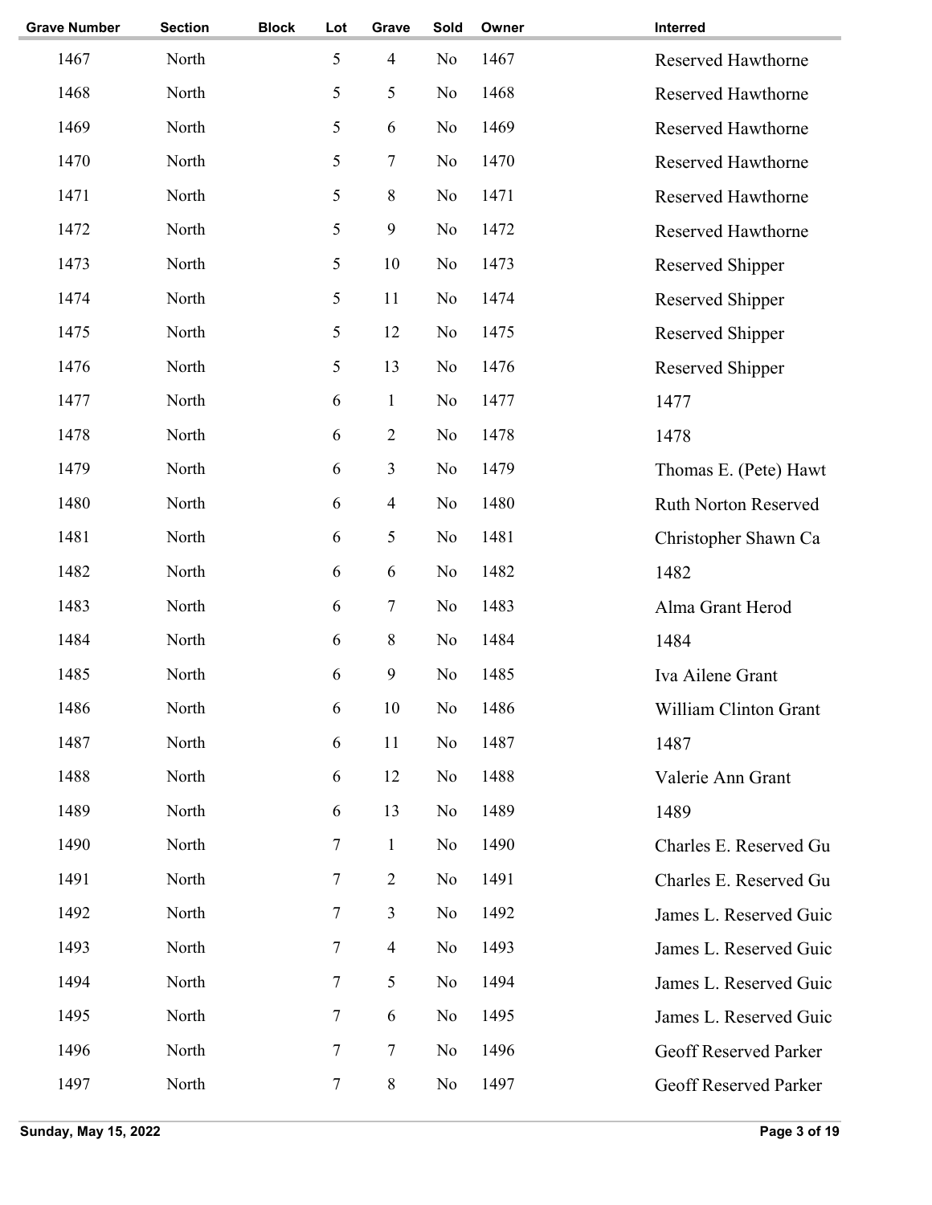| Grave Number | Section | Block | Lot | Grave | Sold | Owner | Interred |
|---|---|---|---|---|---|---|---|
| 1467 | North | | 5 | 4 | No | 1467 | Reserved Hawthorne |
| 1468 | North | | 5 | 5 | No | 1468 | Reserved Hawthorne |
| 1469 | North | | 5 | 6 | No | 1469 | Reserved Hawthorne |
| 1470 | North | | 5 | 7 | No | 1470 | Reserved Hawthorne |
| 1471 | North | | 5 | 8 | No | 1471 | Reserved Hawthorne |
| 1472 | North | | 5 | 9 | No | 1472 | Reserved Hawthorne |
| 1473 | North | | 5 | 10 | No | 1473 | Reserved Shipper |
| 1474 | North | | 5 | 11 | No | 1474 | Reserved Shipper |
| 1475 | North | | 5 | 12 | No | 1475 | Reserved Shipper |
| 1476 | North | | 5 | 13 | No | 1476 | Reserved Shipper |
| 1477 | North | | 6 | 1 | No | 1477 | 1477 |
| 1478 | North | | 6 | 2 | No | 1478 | 1478 |
| 1479 | North | | 6 | 3 | No | 1479 | Thomas E. (Pete) Hawt |
| 1480 | North | | 6 | 4 | No | 1480 | Ruth Norton Reserved |
| 1481 | North | | 6 | 5 | No | 1481 | Christopher Shawn Ca |
| 1482 | North | | 6 | 6 | No | 1482 | 1482 |
| 1483 | North | | 6 | 7 | No | 1483 | Alma Grant Herod |
| 1484 | North | | 6 | 8 | No | 1484 | 1484 |
| 1485 | North | | 6 | 9 | No | 1485 | Iva Ailene Grant |
| 1486 | North | | 6 | 10 | No | 1486 | William Clinton Grant |
| 1487 | North | | 6 | 11 | No | 1487 | 1487 |
| 1488 | North | | 6 | 12 | No | 1488 | Valerie Ann Grant |
| 1489 | North | | 6 | 13 | No | 1489 | 1489 |
| 1490 | North | | 7 | 1 | No | 1490 | Charles E. Reserved Gu |
| 1491 | North | | 7 | 2 | No | 1491 | Charles E. Reserved Gu |
| 1492 | North | | 7 | 3 | No | 1492 | James L. Reserved Guic |
| 1493 | North | | 7 | 4 | No | 1493 | James L. Reserved Guic |
| 1494 | North | | 7 | 5 | No | 1494 | James L. Reserved Guic |
| 1495 | North | | 7 | 6 | No | 1495 | James L. Reserved Guic |
| 1496 | North | | 7 | 7 | No | 1496 | Geoff Reserved Parker |
| 1497 | North | | 7 | 8 | No | 1497 | Geoff Reserved Parker |

Sunday, May 15, 2022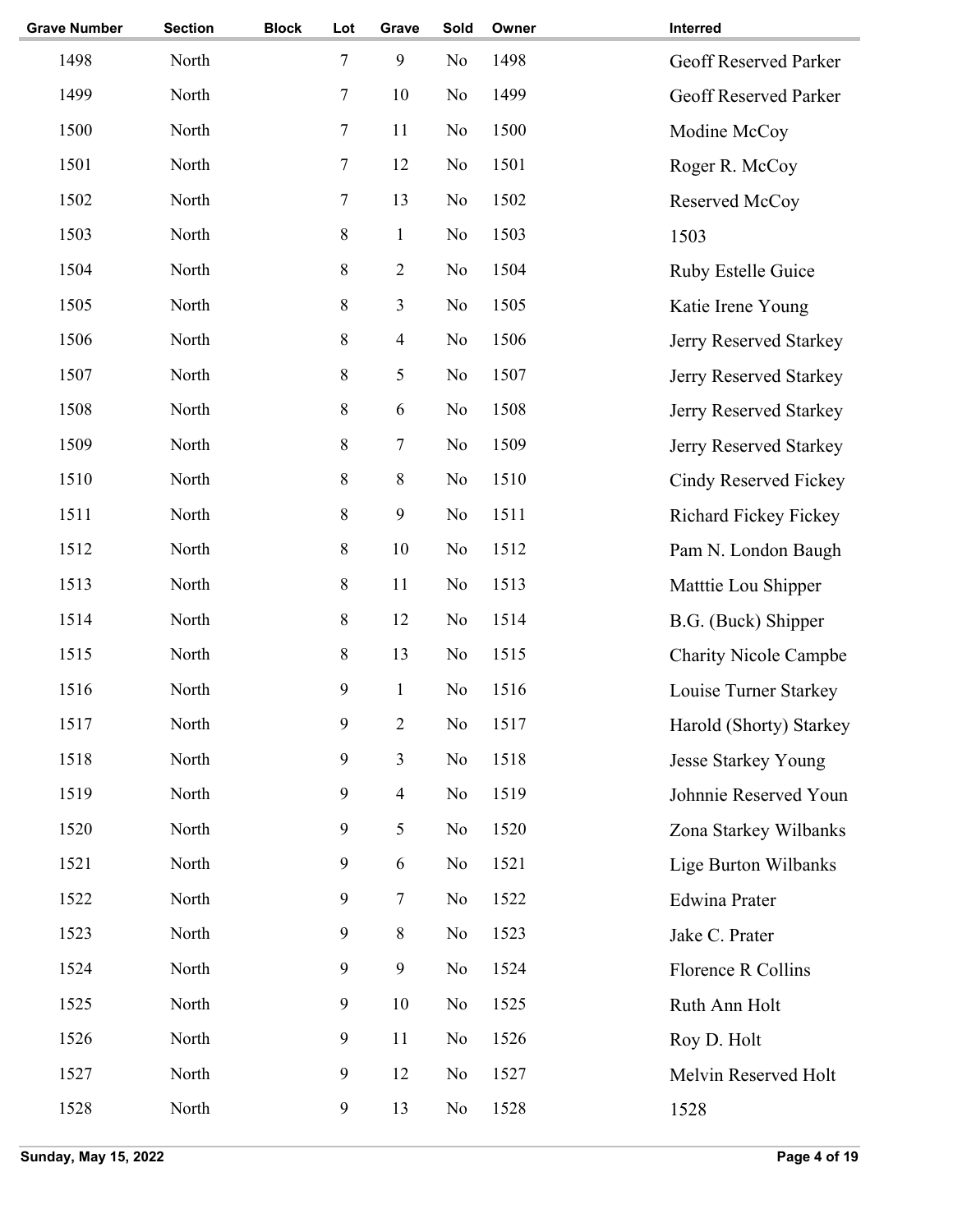| Grave Number | Section | Block | Lot | Grave | Sold | Owner | Interred |
|---|---|---|---|---|---|---|---|
| 1498 | North | | 7 | 9 | No | 1498 | Geoff Reserved Parker |
| 1499 | North | | 7 | 10 | No | 1499 | Geoff Reserved Parker |
| 1500 | North | | 7 | 11 | No | 1500 | Modine McCoy |
| 1501 | North | | 7 | 12 | No | 1501 | Roger R. McCoy |
| 1502 | North | | 7 | 13 | No | 1502 | Reserved McCoy |
| 1503 | North | | 8 | 1 | No | 1503 | 1503 |
| 1504 | North | | 8 | 2 | No | 1504 | Ruby Estelle Guice |
| 1505 | North | | 8 | 3 | No | 1505 | Katie Irene Young |
| 1506 | North | | 8 | 4 | No | 1506 | Jerry Reserved Starkey |
| 1507 | North | | 8 | 5 | No | 1507 | Jerry Reserved Starkey |
| 1508 | North | | 8 | 6 | No | 1508 | Jerry Reserved Starkey |
| 1509 | North | | 8 | 7 | No | 1509 | Jerry Reserved Starkey |
| 1510 | North | | 8 | 8 | No | 1510 | Cindy Reserved Fickey |
| 1511 | North | | 8 | 9 | No | 1511 | Richard Fickey Fickey |
| 1512 | North | | 8 | 10 | No | 1512 | Pam N. London Baugh |
| 1513 | North | | 8 | 11 | No | 1513 | Matttie Lou Shipper |
| 1514 | North | | 8 | 12 | No | 1514 | B.G. (Buck) Shipper |
| 1515 | North | | 8 | 13 | No | 1515 | Charity Nicole Campbe |
| 1516 | North | | 9 | 1 | No | 1516 | Louise Turner Starkey |
| 1517 | North | | 9 | 2 | No | 1517 | Harold (Shorty) Starkey |
| 1518 | North | | 9 | 3 | No | 1518 | Jesse Starkey Young |
| 1519 | North | | 9 | 4 | No | 1519 | Johnnie Reserved Youn |
| 1520 | North | | 9 | 5 | No | 1520 | Zona Starkey Wilbanks |
| 1521 | North | | 9 | 6 | No | 1521 | Lige Burton Wilbanks |
| 1522 | North | | 9 | 7 | No | 1522 | Edwina Prater |
| 1523 | North | | 9 | 8 | No | 1523 | Jake C. Prater |
| 1524 | North | | 9 | 9 | No | 1524 | Florence R Collins |
| 1525 | North | | 9 | 10 | No | 1525 | Ruth Ann Holt |
| 1526 | North | | 9 | 11 | No | 1526 | Roy D. Holt |
| 1527 | North | | 9 | 12 | No | 1527 | Melvin Reserved Holt |
| 1528 | North | | 9 | 13 | No | 1528 | 1528 |

**Sunday, May 15, 2022**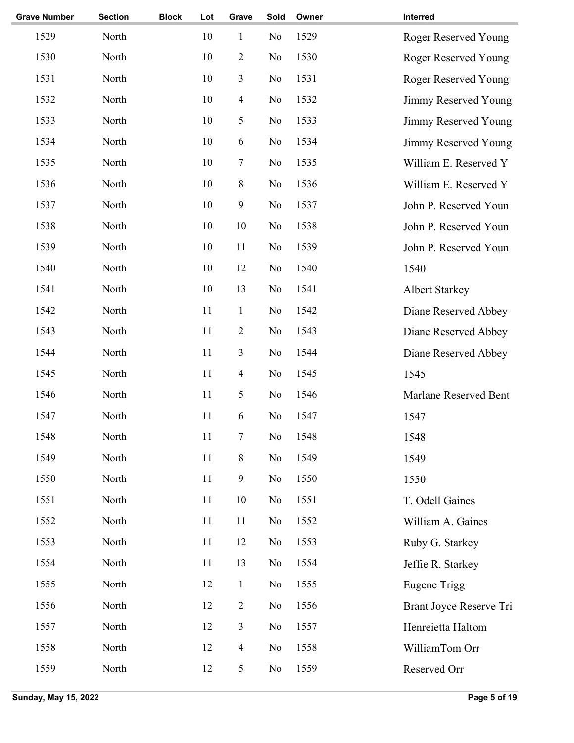| Grave Number | Section | Block | Lot | Grave | Sold | Owner | Interred |
|---|---|---|---|---|---|---|---|
| 1529 | North | | 10 | 1 | No | 1529 | Roger Reserved Young |
| 1530 | North | | 10 | 2 | No | 1530 | Roger Reserved Young |
| 1531 | North | | 10 | 3 | No | 1531 | Roger Reserved Young |
| 1532 | North | | 10 | 4 | No | 1532 | Jimmy Reserved Young |
| 1533 | North | | 10 | 5 | No | 1533 | Jimmy Reserved Young |
| 1534 | North | | 10 | 6 | No | 1534 | Jimmy Reserved Young |
| 1535 | North | | 10 | 7 | No | 1535 | William E. Reserved Y |
| 1536 | North | | 10 | 8 | No | 1536 | William E. Reserved Y |
| 1537 | North | | 10 | 9 | No | 1537 | John P. Reserved Youn |
| 1538 | North | | 10 | 10 | No | 1538 | John P. Reserved Youn |
| 1539 | North | | 10 | 11 | No | 1539 | John P. Reserved Youn |
| 1540 | North | | 10 | 12 | No | 1540 | 1540 |
| 1541 | North | | 10 | 13 | No | 1541 | Albert Starkey |
| 1542 | North | | 11 | 1 | No | 1542 | Diane Reserved Abbey |
| 1543 | North | | 11 | 2 | No | 1543 | Diane Reserved Abbey |
| 1544 | North | | 11 | 3 | No | 1544 | Diane Reserved Abbey |
| 1545 | North | | 11 | 4 | No | 1545 | 1545 |
| 1546 | North | | 11 | 5 | No | 1546 | Marlane Reserved Bent |
| 1547 | North | | 11 | 6 | No | 1547 | 1547 |
| 1548 | North | | 11 | 7 | No | 1548 | 1548 |
| 1549 | North | | 11 | 8 | No | 1549 | 1549 |
| 1550 | North | | 11 | 9 | No | 1550 | 1550 |
| 1551 | North | | 11 | 10 | No | 1551 | T. Odell Gaines |
| 1552 | North | | 11 | 11 | No | 1552 | William A. Gaines |
| 1553 | North | | 11 | 12 | No | 1553 | Ruby G. Starkey |
| 1554 | North | | 11 | 13 | No | 1554 | Jeffie R. Starkey |
| 1555 | North | | 12 | 1 | No | 1555 | Eugene Trigg |
| 1556 | North | | 12 | 2 | No | 1556 | Brant Joyce Reserve Tri |
| 1557 | North | | 12 | 3 | No | 1557 | Henreietta Haltom |
| 1558 | North | | 12 | 4 | No | 1558 | WilliamTom Orr |
| 1559 | North | | 12 | 5 | No | 1559 | Reserved Orr |

Sunday, May 15, 2022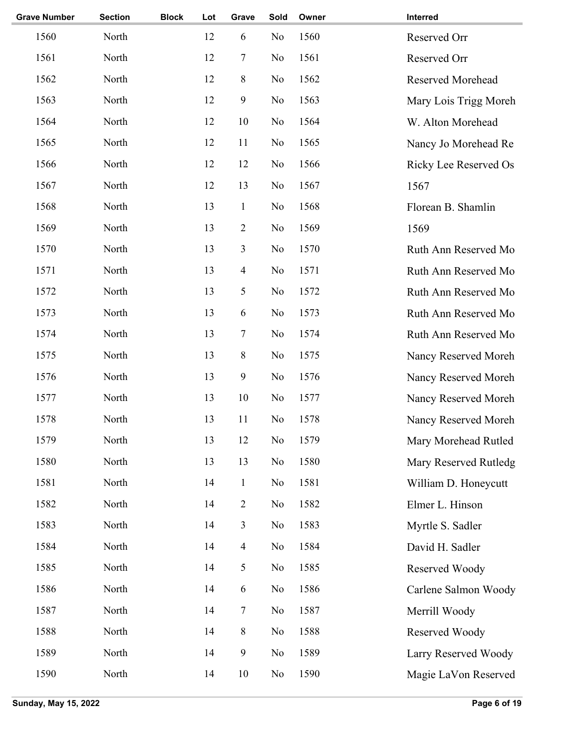| Grave Number | Section | Block | Lot | Grave | Sold | Owner | Interred |
| --- | --- | --- | --- | --- | --- | --- | --- |
| 1560 | North | | 12 | 6 | No | 1560 | Reserved Orr |
| 1561 | North | | 12 | 7 | No | 1561 | Reserved Orr |
| 1562 | North | | 12 | 8 | No | 1562 | Reserved Morehead |
| 1563 | North | | 12 | 9 | No | 1563 | Mary Lois Trigg Moreh |
| 1564 | North | | 12 | 10 | No | 1564 | W. Alton Morehead |
| 1565 | North | | 12 | 11 | No | 1565 | Nancy Jo Morehead Re |
| 1566 | North | | 12 | 12 | No | 1566 | Ricky Lee Reserved Os |
| 1567 | North | | 12 | 13 | No | 1567 | 1567 |
| 1568 | North | | 13 | 1 | No | 1568 | Florean B. Shamlin |
| 1569 | North | | 13 | 2 | No | 1569 | 1569 |
| 1570 | North | | 13 | 3 | No | 1570 | Ruth Ann Reserved Mo |
| 1571 | North | | 13 | 4 | No | 1571 | Ruth Ann Reserved Mo |
| 1572 | North | | 13 | 5 | No | 1572 | Ruth Ann Reserved Mo |
| 1573 | North | | 13 | 6 | No | 1573 | Ruth Ann Reserved Mo |
| 1574 | North | | 13 | 7 | No | 1574 | Ruth Ann Reserved Mo |
| 1575 | North | | 13 | 8 | No | 1575 | Nancy Reserved Moreh |
| 1576 | North | | 13 | 9 | No | 1576 | Nancy Reserved Moreh |
| 1577 | North | | 13 | 10 | No | 1577 | Nancy Reserved Moreh |
| 1578 | North | | 13 | 11 | No | 1578 | Nancy Reserved Moreh |
| 1579 | North | | 13 | 12 | No | 1579 | Mary Morehead Rutled |
| 1580 | North | | 13 | 13 | No | 1580 | Mary Reserved Rutledg |
| 1581 | North | | 14 | 1 | No | 1581 | William D. Honeycutt |
| 1582 | North | | 14 | 2 | No | 1582 | Elmer L. Hinson |
| 1583 | North | | 14 | 3 | No | 1583 | Myrtle S. Sadler |
| 1584 | North | | 14 | 4 | No | 1584 | David H. Sadler |
| 1585 | North | | 14 | 5 | No | 1585 | Reserved Woody |
| 1586 | North | | 14 | 6 | No | 1586 | Carlene Salmon Woody |
| 1587 | North | | 14 | 7 | No | 1587 | Merrill Woody |
| 1588 | North | | 14 | 8 | No | 1588 | Reserved Woody |
| 1589 | North | | 14 | 9 | No | 1589 | Larry Reserved Woody |
| 1590 | North | | 14 | 10 | No | 1590 | Magie LaVon Reserved |

Sunday, May 15, 2022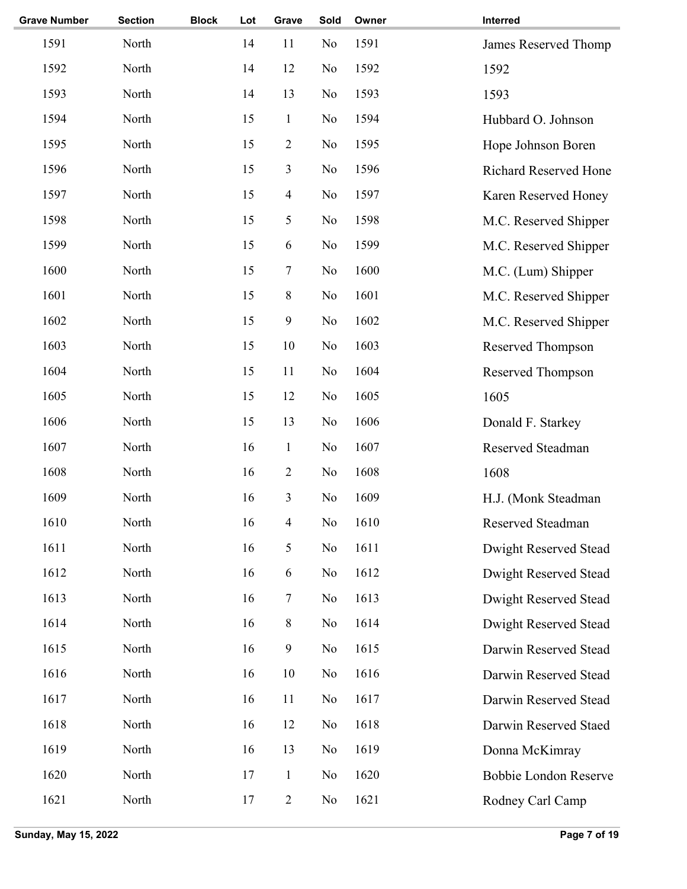| Grave Number | Section | Block | Lot | Grave | Sold | Owner | Interred |
|---|---|---|---|---|---|---|---|
| 1591 | North | | 14 | 11 | No | 1591 | James Reserved Thomp |
| 1592 | North | | 14 | 12 | No | 1592 | 1592 |
| 1593 | North | | 14 | 13 | No | 1593 | 1593 |
| 1594 | North | | 15 | 1 | No | 1594 | Hubbard O. Johnson |
| 1595 | North | | 15 | 2 | No | 1595 | Hope Johnson Boren |
| 1596 | North | | 15 | 3 | No | 1596 | Richard Reserved Hone |
| 1597 | North | | 15 | 4 | No | 1597 | Karen Reserved Honey |
| 1598 | North | | 15 | 5 | No | 1598 | M.C. Reserved Shipper |
| 1599 | North | | 15 | 6 | No | 1599 | M.C. Reserved Shipper |
| 1600 | North | | 15 | 7 | No | 1600 | M.C. (Lum) Shipper |
| 1601 | North | | 15 | 8 | No | 1601 | M.C. Reserved Shipper |
| 1602 | North | | 15 | 9 | No | 1602 | M.C. Reserved Shipper |
| 1603 | North | | 15 | 10 | No | 1603 | Reserved Thompson |
| 1604 | North | | 15 | 11 | No | 1604 | Reserved Thompson |
| 1605 | North | | 15 | 12 | No | 1605 | 1605 |
| 1606 | North | | 15 | 13 | No | 1606 | Donald F. Starkey |
| 1607 | North | | 16 | 1 | No | 1607 | Reserved Steadman |
| 1608 | North | | 16 | 2 | No | 1608 | 1608 |
| 1609 | North | | 16 | 3 | No | 1609 | H.J. (Monk Steadman |
| 1610 | North | | 16 | 4 | No | 1610 | Reserved Steadman |
| 1611 | North | | 16 | 5 | No | 1611 | Dwight Reserved Stead |
| 1612 | North | | 16 | 6 | No | 1612 | Dwight Reserved Stead |
| 1613 | North | | 16 | 7 | No | 1613 | Dwight Reserved Stead |
| 1614 | North | | 16 | 8 | No | 1614 | Dwight Reserved Stead |
| 1615 | North | | 16 | 9 | No | 1615 | Darwin Reserved Stead |
| 1616 | North | | 16 | 10 | No | 1616 | Darwin Reserved Stead |
| 1617 | North | | 16 | 11 | No | 1617 | Darwin Reserved Stead |
| 1618 | North | | 16 | 12 | No | 1618 | Darwin Reserved Staed |
| 1619 | North | | 16 | 13 | No | 1619 | Donna McKimray |
| 1620 | North | | 17 | 1 | No | 1620 | Bobbie London Reserve |
| 1621 | North | | 17 | 2 | No | 1621 | Rodney Carl Camp |

Sunday, May 15, 2022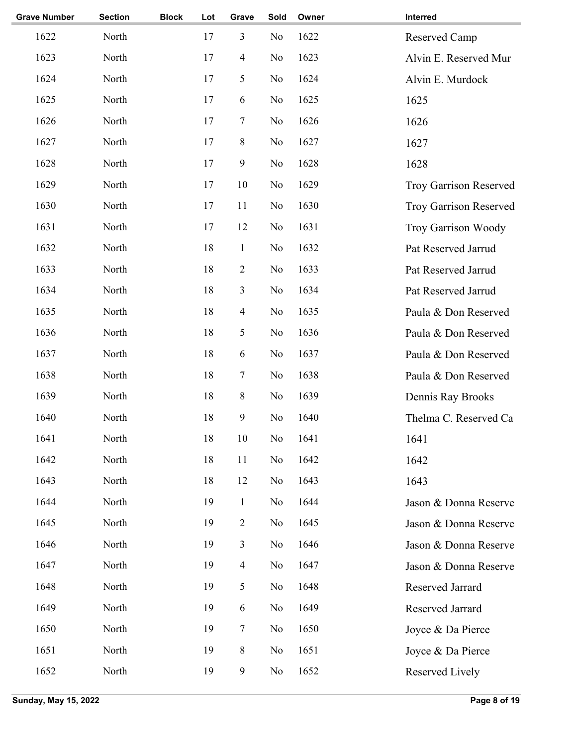| Grave Number | Section | Block | Lot | Grave | Sold | Owner | Interred |
|---|---|---|---|---|---|---|---|
| 1622 | North | | 17 | 3 | No | 1622 | Reserved Camp |
| 1623 | North | | 17 | 4 | No | 1623 | Alvin E. Reserved Mur |
| 1624 | North | | 17 | 5 | No | 1624 | Alvin E. Murdock |
| 1625 | North | | 17 | 6 | No | 1625 | 1625 |
| 1626 | North | | 17 | 7 | No | 1626 | 1626 |
| 1627 | North | | 17 | 8 | No | 1627 | 1627 |
| 1628 | North | | 17 | 9 | No | 1628 | 1628 |
| 1629 | North | | 17 | 10 | No | 1629 | Troy Garrison Reserved |
| 1630 | North | | 17 | 11 | No | 1630 | Troy Garrison Reserved |
| 1631 | North | | 17 | 12 | No | 1631 | Troy Garrison Woody |
| 1632 | North | | 18 | 1 | No | 1632 | Pat Reserved Jarrud |
| 1633 | North | | 18 | 2 | No | 1633 | Pat Reserved Jarrud |
| 1634 | North | | 18 | 3 | No | 1634 | Pat Reserved Jarrud |
| 1635 | North | | 18 | 4 | No | 1635 | Paula & Don Reserved |
| 1636 | North | | 18 | 5 | No | 1636 | Paula & Don Reserved |
| 1637 | North | | 18 | 6 | No | 1637 | Paula & Don Reserved |
| 1638 | North | | 18 | 7 | No | 1638 | Paula & Don Reserved |
| 1639 | North | | 18 | 8 | No | 1639 | Dennis Ray Brooks |
| 1640 | North | | 18 | 9 | No | 1640 | Thelma C. Reserved Ca |
| 1641 | North | | 18 | 10 | No | 1641 | 1641 |
| 1642 | North | | 18 | 11 | No | 1642 | 1642 |
| 1643 | North | | 18 | 12 | No | 1643 | 1643 |
| 1644 | North | | 19 | 1 | No | 1644 | Jason & Donna Reserve |
| 1645 | North | | 19 | 2 | No | 1645 | Jason & Donna Reserve |
| 1646 | North | | 19 | 3 | No | 1646 | Jason & Donna Reserve |
| 1647 | North | | 19 | 4 | No | 1647 | Jason & Donna Reserve |
| 1648 | North | | 19 | 5 | No | 1648 | Reserved Jarrard |
| 1649 | North | | 19 | 6 | No | 1649 | Reserved Jarrard |
| 1650 | North | | 19 | 7 | No | 1650 | Joyce & Da Pierce |
| 1651 | North | | 19 | 8 | No | 1651 | Joyce & Da Pierce |
| 1652 | North | | 19 | 9 | No | 1652 | Reserved Lively |

Sunday, May 15, 2022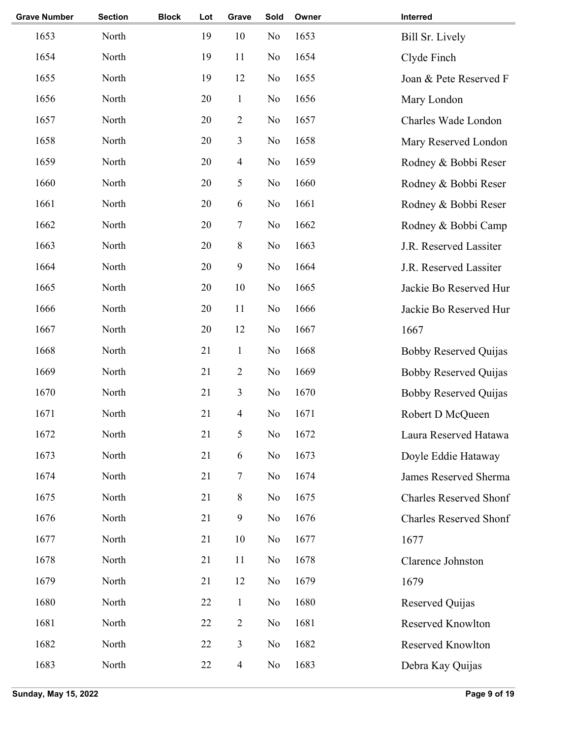| Grave Number | Section | Block | Lot | Grave | Sold | Owner | Interred |
|---|---|---|---|---|---|---|---|
| 1653 | North | | 19 | 10 | No | 1653 | Bill Sr. Lively |
| 1654 | North | | 19 | 11 | No | 1654 | Clyde Finch |
| 1655 | North | | 19 | 12 | No | 1655 | Joan & Pete Reserved F |
| 1656 | North | | 20 | 1 | No | 1656 | Mary London |
| 1657 | North | | 20 | 2 | No | 1657 | Charles Wade London |
| 1658 | North | | 20 | 3 | No | 1658 | Mary Reserved London |
| 1659 | North | | 20 | 4 | No | 1659 | Rodney & Bobbi Reser |
| 1660 | North | | 20 | 5 | No | 1660 | Rodney & Bobbi Reser |
| 1661 | North | | 20 | 6 | No | 1661 | Rodney & Bobbi Reser |
| 1662 | North | | 20 | 7 | No | 1662 | Rodney & Bobbi Camp |
| 1663 | North | | 20 | 8 | No | 1663 | J.R. Reserved Lassiter |
| 1664 | North | | 20 | 9 | No | 1664 | J.R. Reserved Lassiter |
| 1665 | North | | 20 | 10 | No | 1665 | Jackie Bo Reserved Hur |
| 1666 | North | | 20 | 11 | No | 1666 | Jackie Bo Reserved Hur |
| 1667 | North | | 20 | 12 | No | 1667 | 1667 |
| 1668 | North | | 21 | 1 | No | 1668 | Bobby Reserved Quijas |
| 1669 | North | | 21 | 2 | No | 1669 | Bobby Reserved Quijas |
| 1670 | North | | 21 | 3 | No | 1670 | Bobby Reserved Quijas |
| 1671 | North | | 21 | 4 | No | 1671 | Robert D McQueen |
| 1672 | North | | 21 | 5 | No | 1672 | Laura Reserved Hatawa |
| 1673 | North | | 21 | 6 | No | 1673 | Doyle Eddie Hataway |
| 1674 | North | | 21 | 7 | No | 1674 | James Reserved Sherma |
| 1675 | North | | 21 | 8 | No | 1675 | Charles Reserved Shonf |
| 1676 | North | | 21 | 9 | No | 1676 | Charles Reserved Shonf |
| 1677 | North | | 21 | 10 | No | 1677 | 1677 |
| 1678 | North | | 21 | 11 | No | 1678 | Clarence Johnston |
| 1679 | North | | 21 | 12 | No | 1679 | 1679 |
| 1680 | North | | 22 | 1 | No | 1680 | Reserved Quijas |
| 1681 | North | | 22 | 2 | No | 1681 | Reserved Knowlton |
| 1682 | North | | 22 | 3 | No | 1682 | Reserved Knowlton |
| 1683 | North | | 22 | 4 | No | 1683 | Debra Kay Quijas |

Sunday, May 15, 2022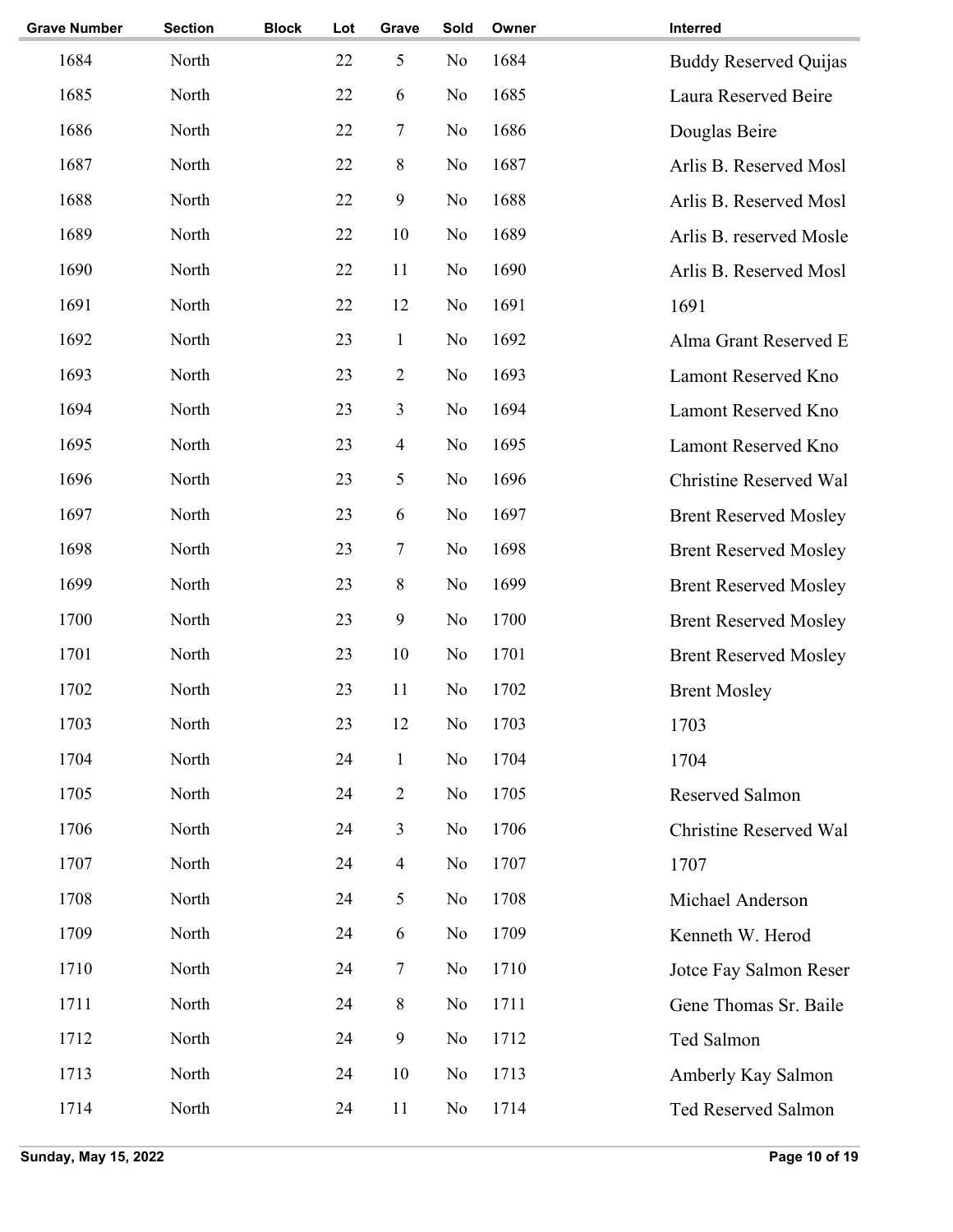| Grave Number | Section | Block | Lot | Grave | Sold | Owner | Interred |
|---|---|---|---|---|---|---|---|
| 1684 | North | | 22 | 5 | No | 1684 | Buddy Reserved Quijas |
| 1685 | North | | 22 | 6 | No | 1685 | Laura Reserved Beire |
| 1686 | North | | 22 | 7 | No | 1686 | Douglas Beire |
| 1687 | North | | 22 | 8 | No | 1687 | Arlis B. Reserved Mosl |
| 1688 | North | | 22 | 9 | No | 1688 | Arlis B. Reserved Mosl |
| 1689 | North | | 22 | 10 | No | 1689 | Arlis B. reserved Mosle |
| 1690 | North | | 22 | 11 | No | 1690 | Arlis B. Reserved Mosl |
| 1691 | North | | 22 | 12 | No | 1691 | 1691 |
| 1692 | North | | 23 | 1 | No | 1692 | Alma Grant Reserved E |
| 1693 | North | | 23 | 2 | No | 1693 | Lamont Reserved Kno |
| 1694 | North | | 23 | 3 | No | 1694 | Lamont Reserved Kno |
| 1695 | North | | 23 | 4 | No | 1695 | Lamont Reserved Kno |
| 1696 | North | | 23 | 5 | No | 1696 | Christine Reserved Wal |
| 1697 | North | | 23 | 6 | No | 1697 | Brent Reserved Mosley |
| 1698 | North | | 23 | 7 | No | 1698 | Brent Reserved Mosley |
| 1699 | North | | 23 | 8 | No | 1699 | Brent Reserved Mosley |
| 1700 | North | | 23 | 9 | No | 1700 | Brent Reserved Mosley |
| 1701 | North | | 23 | 10 | No | 1701 | Brent Reserved Mosley |
| 1702 | North | | 23 | 11 | No | 1702 | Brent Mosley |
| 1703 | North | | 23 | 12 | No | 1703 | 1703 |
| 1704 | North | | 24 | 1 | No | 1704 | 1704 |
| 1705 | North | | 24 | 2 | No | 1705 | Reserved Salmon |
| 1706 | North | | 24 | 3 | No | 1706 | Christine Reserved Wal |
| 1707 | North | | 24 | 4 | No | 1707 | 1707 |
| 1708 | North | | 24 | 5 | No | 1708 | Michael Anderson |
| 1709 | North | | 24 | 6 | No | 1709 | Kenneth W. Herod |
| 1710 | North | | 24 | 7 | No | 1710 | Jotce Fay Salmon Reser |
| 1711 | North | | 24 | 8 | No | 1711 | Gene Thomas Sr. Baile |
| 1712 | North | | 24 | 9 | No | 1712 | Ted Salmon |
| 1713 | North | | 24 | 10 | No | 1713 | Amberly Kay Salmon |
| 1714 | North | | 24 | 11 | No | 1714 | Ted Reserved Salmon |

Sunday, May 15, 2022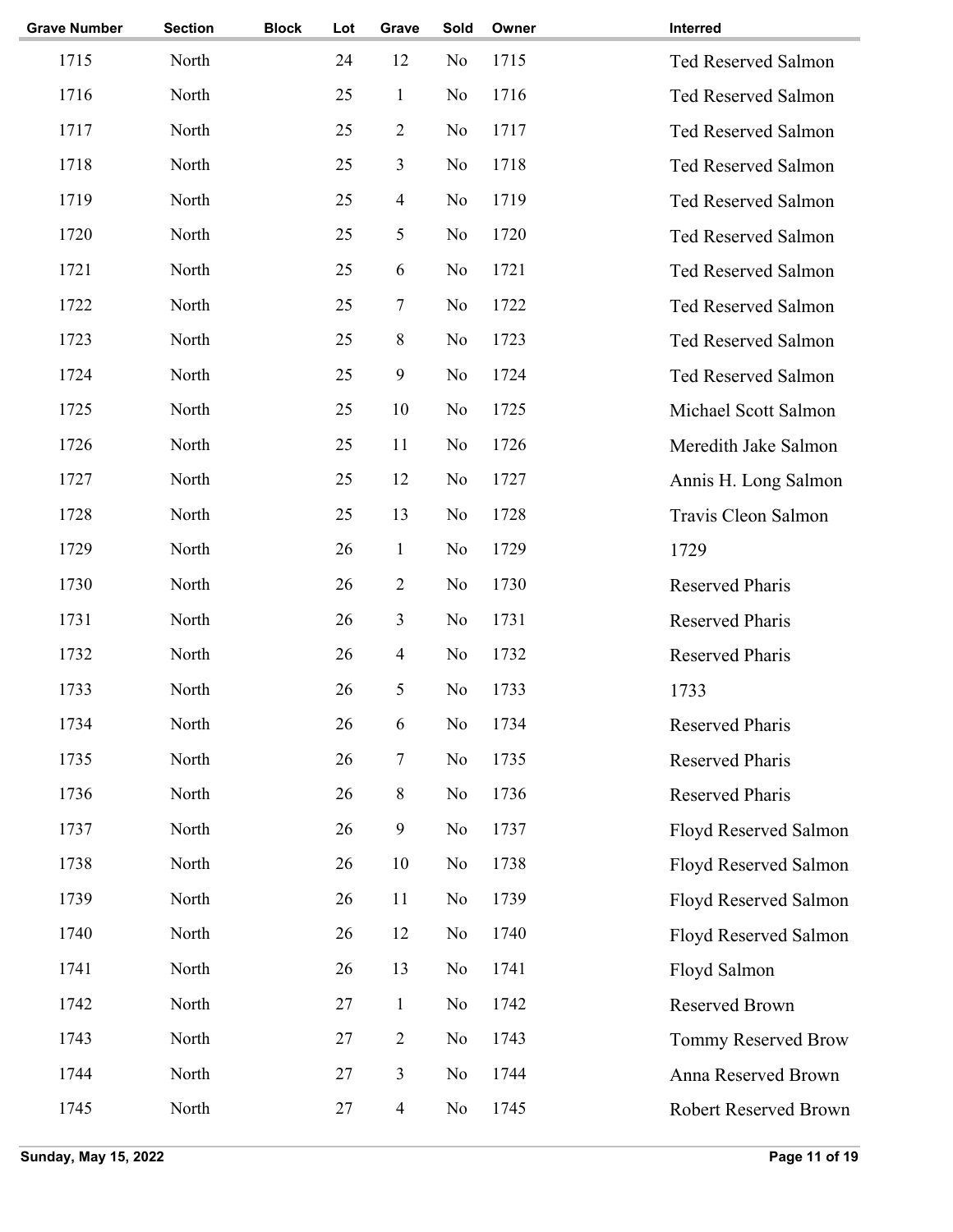| Grave Number | Section | Block | Lot | Grave | Sold | Owner | Interred |
|---|---|---|---|---|---|---|---|
| 1715 | North | | 24 | 12 | No | 1715 | Ted Reserved Salmon |
| 1716 | North | | 25 | 1 | No | 1716 | Ted Reserved Salmon |
| 1717 | North | | 25 | 2 | No | 1717 | Ted Reserved Salmon |
| 1718 | North | | 25 | 3 | No | 1718 | Ted Reserved Salmon |
| 1719 | North | | 25 | 4 | No | 1719 | Ted Reserved Salmon |
| 1720 | North | | 25 | 5 | No | 1720 | Ted Reserved Salmon |
| 1721 | North | | 25 | 6 | No | 1721 | Ted Reserved Salmon |
| 1722 | North | | 25 | 7 | No | 1722 | Ted Reserved Salmon |
| 1723 | North | | 25 | 8 | No | 1723 | Ted Reserved Salmon |
| 1724 | North | | 25 | 9 | No | 1724 | Ted Reserved Salmon |
| 1725 | North | | 25 | 10 | No | 1725 | Michael Scott Salmon |
| 1726 | North | | 25 | 11 | No | 1726 | Meredith Jake Salmon |
| 1727 | North | | 25 | 12 | No | 1727 | Annis H. Long Salmon |
| 1728 | North | | 25 | 13 | No | 1728 | Travis Cleon Salmon |
| 1729 | North | | 26 | 1 | No | 1729 | 1729 |
| 1730 | North | | 26 | 2 | No | 1730 | Reserved Pharis |
| 1731 | North | | 26 | 3 | No | 1731 | Reserved Pharis |
| 1732 | North | | 26 | 4 | No | 1732 | Reserved Pharis |
| 1733 | North | | 26 | 5 | No | 1733 | 1733 |
| 1734 | North | | 26 | 6 | No | 1734 | Reserved Pharis |
| 1735 | North | | 26 | 7 | No | 1735 | Reserved Pharis |
| 1736 | North | | 26 | 8 | No | 1736 | Reserved Pharis |
| 1737 | North | | 26 | 9 | No | 1737 | Floyd Reserved Salmon |
| 1738 | North | | 26 | 10 | No | 1738 | Floyd Reserved Salmon |
| 1739 | North | | 26 | 11 | No | 1739 | Floyd Reserved Salmon |
| 1740 | North | | 26 | 12 | No | 1740 | Floyd Reserved Salmon |
| 1741 | North | | 26 | 13 | No | 1741 | Floyd Salmon |
| 1742 | North | | 27 | 1 | No | 1742 | Reserved Brown |
| 1743 | North | | 27 | 2 | No | 1743 | Tommy Reserved Brow |
| 1744 | North | | 27 | 3 | No | 1744 | Anna Reserved Brown |
| 1745 | North | | 27 | 4 | No | 1745 | Robert Reserved Brown |

Sunday, May 15, 2022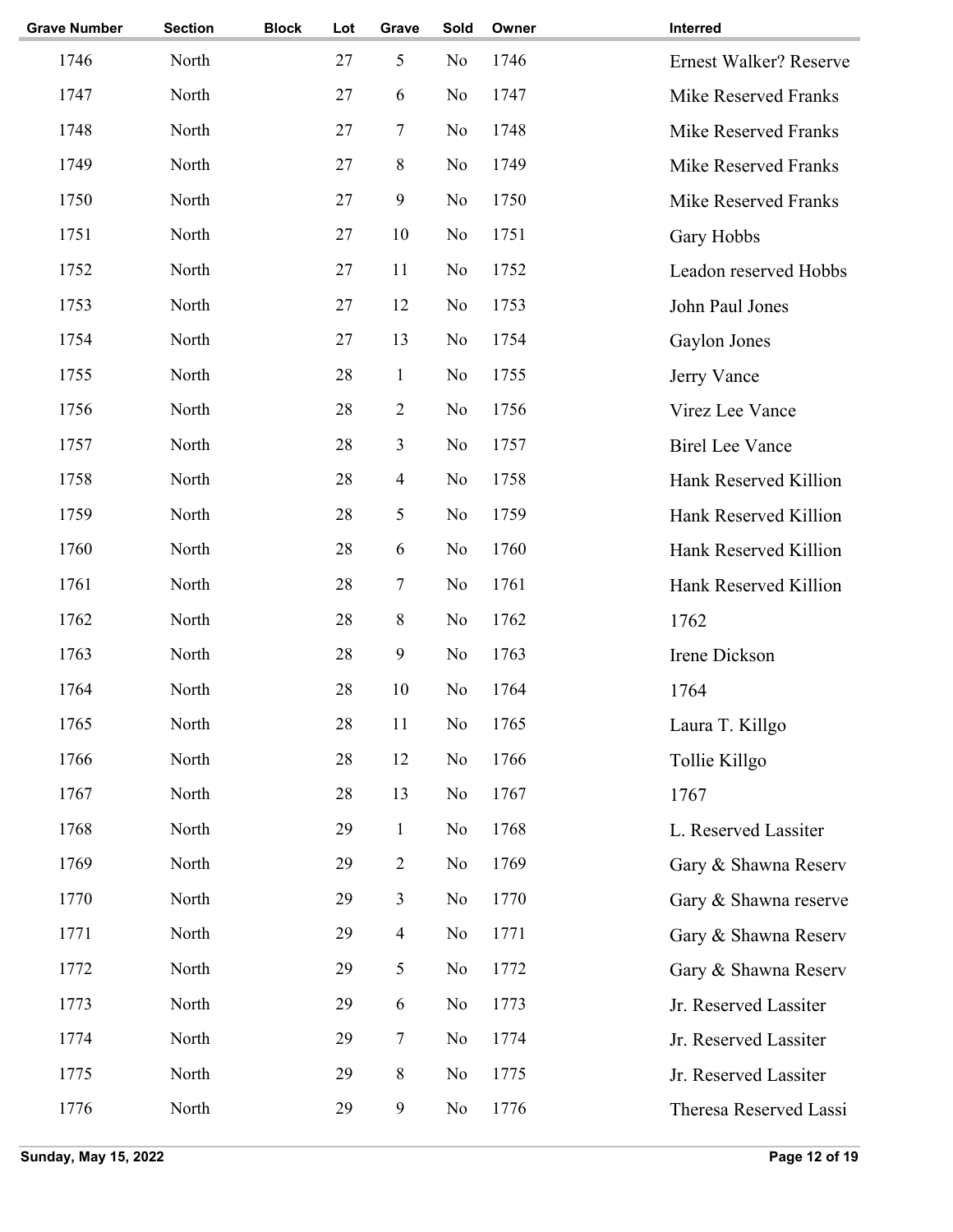| Grave Number | Section | Block | Lot | Grave | Sold | Owner | Interred |
|---|---|---|---|---|---|---|---|
| 1746 | North | | 27 | 5 | No | 1746 | Ernest Walker? Reserve |
| 1747 | North | | 27 | 6 | No | 1747 | Mike Reserved Franks |
| 1748 | North | | 27 | 7 | No | 1748 | Mike Reserved Franks |
| 1749 | North | | 27 | 8 | No | 1749 | Mike Reserved Franks |
| 1750 | North | | 27 | 9 | No | 1750 | Mike Reserved Franks |
| 1751 | North | | 27 | 10 | No | 1751 | Gary Hobbs |
| 1752 | North | | 27 | 11 | No | 1752 | Leadon reserved Hobbs |
| 1753 | North | | 27 | 12 | No | 1753 | John Paul Jones |
| 1754 | North | | 27 | 13 | No | 1754 | Gaylon Jones |
| 1755 | North | | 28 | 1 | No | 1755 | Jerry Vance |
| 1756 | North | | 28 | 2 | No | 1756 | Virez Lee Vance |
| 1757 | North | | 28 | 3 | No | 1757 | Birel Lee Vance |
| 1758 | North | | 28 | 4 | No | 1758 | Hank Reserved Killion |
| 1759 | North | | 28 | 5 | No | 1759 | Hank Reserved Killion |
| 1760 | North | | 28 | 6 | No | 1760 | Hank Reserved Killion |
| 1761 | North | | 28 | 7 | No | 1761 | Hank Reserved Killion |
| 1762 | North | | 28 | 8 | No | 1762 | 1762 |
| 1763 | North | | 28 | 9 | No | 1763 | Irene Dickson |
| 1764 | North | | 28 | 10 | No | 1764 | 1764 |
| 1765 | North | | 28 | 11 | No | 1765 | Laura T. Killgo |
| 1766 | North | | 28 | 12 | No | 1766 | Tollie Killgo |
| 1767 | North | | 28 | 13 | No | 1767 | 1767 |
| 1768 | North | | 29 | 1 | No | 1768 | L. Reserved Lassiter |
| 1769 | North | | 29 | 2 | No | 1769 | Gary & Shawna Reserv |
| 1770 | North | | 29 | 3 | No | 1770 | Gary & Shawna reserve |
| 1771 | North | | 29 | 4 | No | 1771 | Gary & Shawna Reserv |
| 1772 | North | | 29 | 5 | No | 1772 | Gary & Shawna Reserv |
| 1773 | North | | 29 | 6 | No | 1773 | Jr. Reserved Lassiter |
| 1774 | North | | 29 | 7 | No | 1774 | Jr. Reserved Lassiter |
| 1775 | North | | 29 | 8 | No | 1775 | Jr. Reserved Lassiter |
| 1776 | North | | 29 | 9 | No | 1776 | Theresa Reserved Lassi |

Sunday, May 15, 2022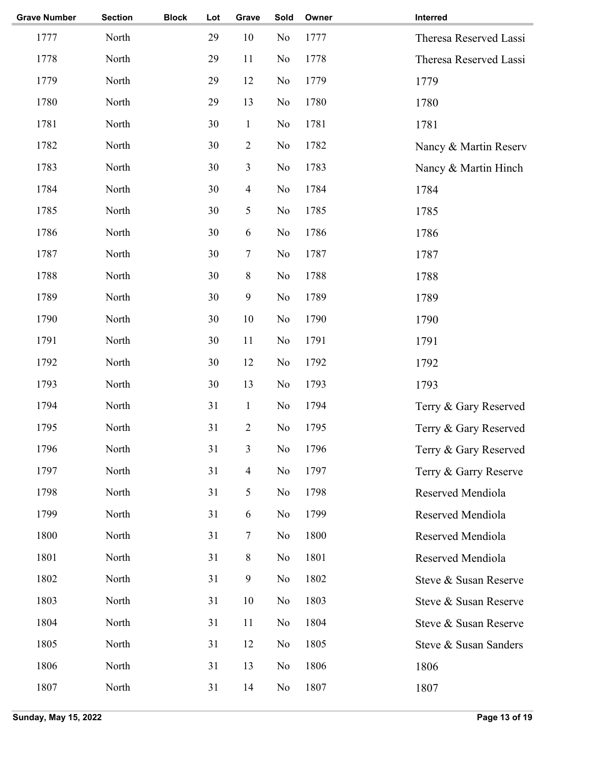| Grave Number | Section | Block | Lot | Grave | Sold | Owner | Interred |
|---|---|---|---|---|---|---|---|
| 1777 | North | | 29 | 10 | No | 1777 | Theresa Reserved Lassi |
| 1778 | North | | 29 | 11 | No | 1778 | Theresa Reserved Lassi |
| 1779 | North | | 29 | 12 | No | 1779 | 1779 |
| 1780 | North | | 29 | 13 | No | 1780 | 1780 |
| 1781 | North | | 30 | 1 | No | 1781 | 1781 |
| 1782 | North | | 30 | 2 | No | 1782 | Nancy & Martin Reserv |
| 1783 | North | | 30 | 3 | No | 1783 | Nancy & Martin Hinch |
| 1784 | North | | 30 | 4 | No | 1784 | 1784 |
| 1785 | North | | 30 | 5 | No | 1785 | 1785 |
| 1786 | North | | 30 | 6 | No | 1786 | 1786 |
| 1787 | North | | 30 | 7 | No | 1787 | 1787 |
| 1788 | North | | 30 | 8 | No | 1788 | 1788 |
| 1789 | North | | 30 | 9 | No | 1789 | 1789 |
| 1790 | North | | 30 | 10 | No | 1790 | 1790 |
| 1791 | North | | 30 | 11 | No | 1791 | 1791 |
| 1792 | North | | 30 | 12 | No | 1792 | 1792 |
| 1793 | North | | 30 | 13 | No | 1793 | 1793 |
| 1794 | North | | 31 | 1 | No | 1794 | Terry & Gary Reserved |
| 1795 | North | | 31 | 2 | No | 1795 | Terry & Gary Reserved |
| 1796 | North | | 31 | 3 | No | 1796 | Terry & Gary Reserved |
| 1797 | North | | 31 | 4 | No | 1797 | Terry & Garry Reserve |
| 1798 | North | | 31 | 5 | No | 1798 | Reserved Mendiola |
| 1799 | North | | 31 | 6 | No | 1799 | Reserved Mendiola |
| 1800 | North | | 31 | 7 | No | 1800 | Reserved Mendiola |
| 1801 | North | | 31 | 8 | No | 1801 | Reserved Mendiola |
| 1802 | North | | 31 | 9 | No | 1802 | Steve & Susan Reserve |
| 1803 | North | | 31 | 10 | No | 1803 | Steve & Susan Reserve |
| 1804 | North | | 31 | 11 | No | 1804 | Steve & Susan Reserve |
| 1805 | North | | 31 | 12 | No | 1805 | Steve & Susan Sanders |
| 1806 | North | | 31 | 13 | No | 1806 | 1806 |
| 1807 | North | | 31 | 14 | No | 1807 | 1807 |

Sunday, May 15, 2022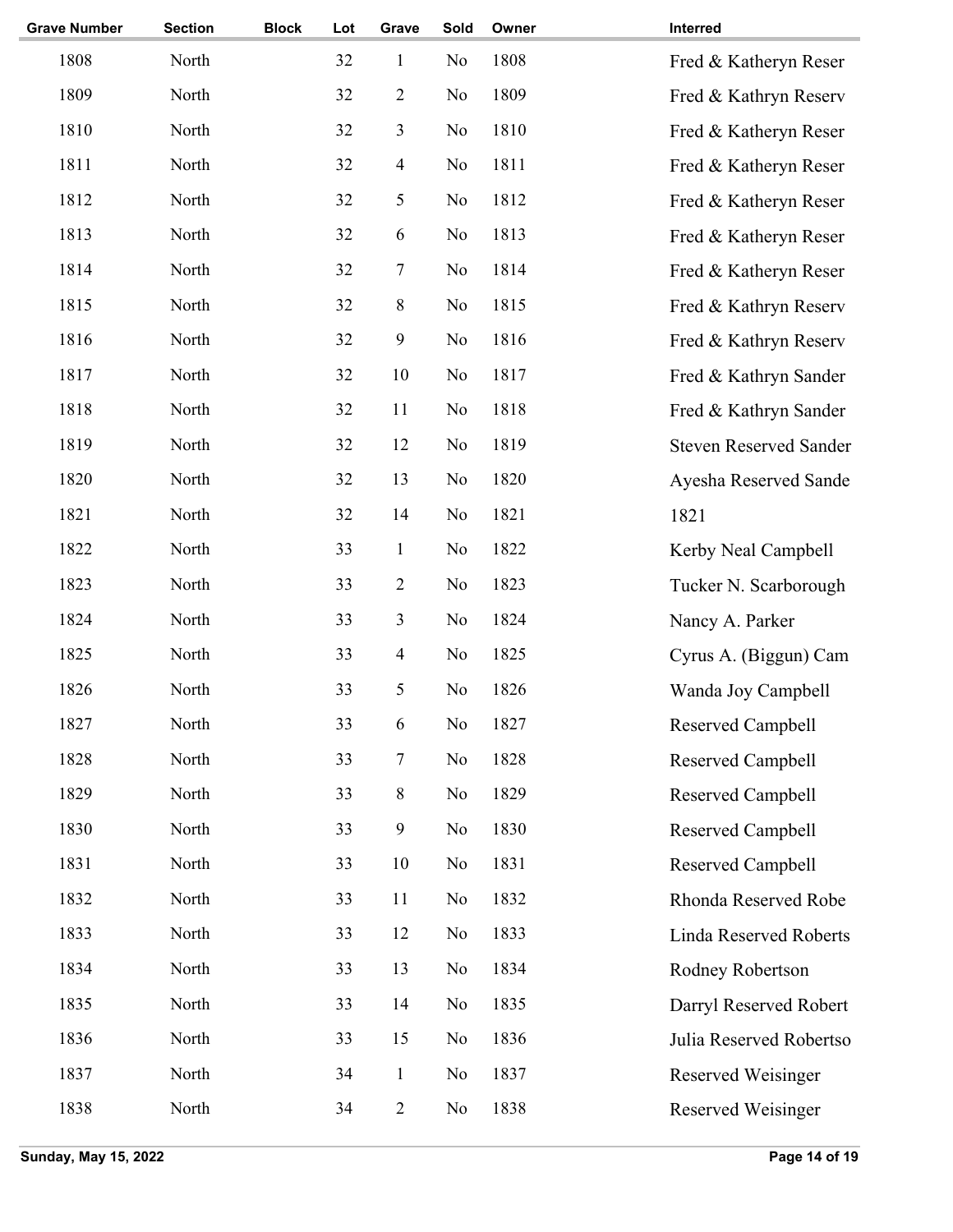| Grave Number | Section | Block | Lot | Grave | Sold | Owner | Interred |
|---|---|---|---|---|---|---|---|
| 1808 | North | | 32 | 1 | No | 1808 | Fred & Katheryn Reser |
| 1809 | North | | 32 | 2 | No | 1809 | Fred & Kathryn Reserv |
| 1810 | North | | 32 | 3 | No | 1810 | Fred & Katheryn Reser |
| 1811 | North | | 32 | 4 | No | 1811 | Fred & Katheryn Reser |
| 1812 | North | | 32 | 5 | No | 1812 | Fred & Katheryn Reser |
| 1813 | North | | 32 | 6 | No | 1813 | Fred & Katheryn Reser |
| 1814 | North | | 32 | 7 | No | 1814 | Fred & Katheryn Reser |
| 1815 | North | | 32 | 8 | No | 1815 | Fred & Kathryn Reserv |
| 1816 | North | | 32 | 9 | No | 1816 | Fred & Kathryn Reserv |
| 1817 | North | | 32 | 10 | No | 1817 | Fred & Kathryn Sander |
| 1818 | North | | 32 | 11 | No | 1818 | Fred & Kathryn Sander |
| 1819 | North | | 32 | 12 | No | 1819 | Steven Reserved Sander |
| 1820 | North | | 32 | 13 | No | 1820 | Ayesha Reserved Sande |
| 1821 | North | | 32 | 14 | No | 1821 | 1821 |
| 1822 | North | | 33 | 1 | No | 1822 | Kerby Neal Campbell |
| 1823 | North | | 33 | 2 | No | 1823 | Tucker N. Scarborough |
| 1824 | North | | 33 | 3 | No | 1824 | Nancy A. Parker |
| 1825 | North | | 33 | 4 | No | 1825 | Cyrus A. (Biggun) Cam |
| 1826 | North | | 33 | 5 | No | 1826 | Wanda Joy Campbell |
| 1827 | North | | 33 | 6 | No | 1827 | Reserved Campbell |
| 1828 | North | | 33 | 7 | No | 1828 | Reserved Campbell |
| 1829 | North | | 33 | 8 | No | 1829 | Reserved Campbell |
| 1830 | North | | 33 | 9 | No | 1830 | Reserved Campbell |
| 1831 | North | | 33 | 10 | No | 1831 | Reserved Campbell |
| 1832 | North | | 33 | 11 | No | 1832 | Rhonda Reserved Robe |
| 1833 | North | | 33 | 12 | No | 1833 | Linda Reserved Roberts |
| 1834 | North | | 33 | 13 | No | 1834 | Rodney Robertson |
| 1835 | North | | 33 | 14 | No | 1835 | Darryl Reserved Robert |
| 1836 | North | | 33 | 15 | No | 1836 | Julia Reserved Robertso |
| 1837 | North | | 34 | 1 | No | 1837 | Reserved Weisinger |
| 1838 | North | | 34 | 2 | No | 1838 | Reserved Weisinger |

Sunday, May 15, 2022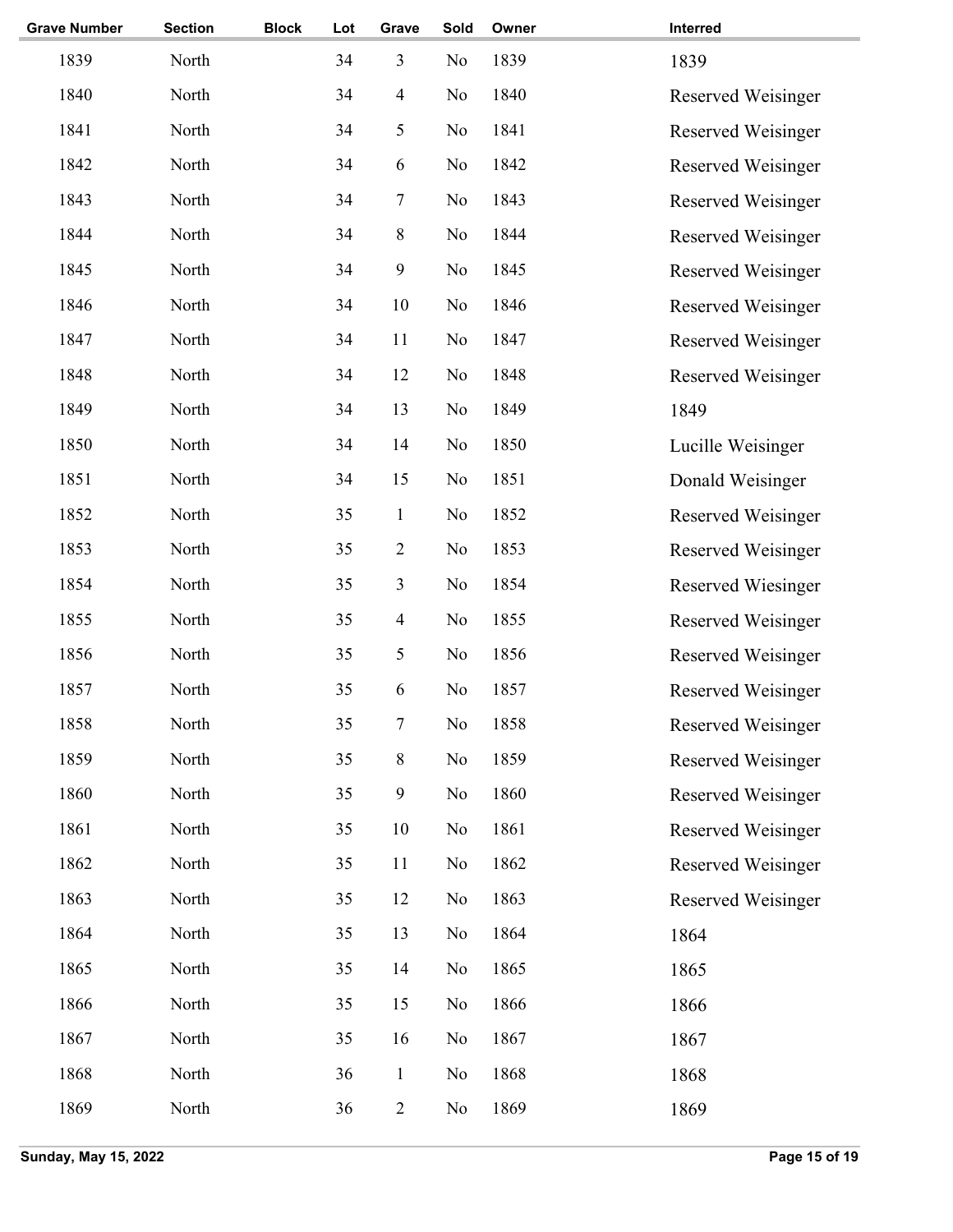| Grave Number | Section | Block | Lot | Grave | Sold | Owner | Interred |
|---|---|---|---|---|---|---|---|
| 1839 | North | | 34 | 3 | No | 1839 | 1839 |
| 1840 | North | | 34 | 4 | No | 1840 | Reserved Weisinger |
| 1841 | North | | 34 | 5 | No | 1841 | Reserved Weisinger |
| 1842 | North | | 34 | 6 | No | 1842 | Reserved Weisinger |
| 1843 | North | | 34 | 7 | No | 1843 | Reserved Weisinger |
| 1844 | North | | 34 | 8 | No | 1844 | Reserved Weisinger |
| 1845 | North | | 34 | 9 | No | 1845 | Reserved Weisinger |
| 1846 | North | | 34 | 10 | No | 1846 | Reserved Weisinger |
| 1847 | North | | 34 | 11 | No | 1847 | Reserved Weisinger |
| 1848 | North | | 34 | 12 | No | 1848 | Reserved Weisinger |
| 1849 | North | | 34 | 13 | No | 1849 | 1849 |
| 1850 | North | | 34 | 14 | No | 1850 | Lucille Weisinger |
| 1851 | North | | 34 | 15 | No | 1851 | Donald Weisinger |
| 1852 | North | | 35 | 1 | No | 1852 | Reserved Weisinger |
| 1853 | North | | 35 | 2 | No | 1853 | Reserved Weisinger |
| 1854 | North | | 35 | 3 | No | 1854 | Reserved Wiesinger |
| 1855 | North | | 35 | 4 | No | 1855 | Reserved Weisinger |
| 1856 | North | | 35 | 5 | No | 1856 | Reserved Weisinger |
| 1857 | North | | 35 | 6 | No | 1857 | Reserved Weisinger |
| 1858 | North | | 35 | 7 | No | 1858 | Reserved Weisinger |
| 1859 | North | | 35 | 8 | No | 1859 | Reserved Weisinger |
| 1860 | North | | 35 | 9 | No | 1860 | Reserved Weisinger |
| 1861 | North | | 35 | 10 | No | 1861 | Reserved Weisinger |
| 1862 | North | | 35 | 11 | No | 1862 | Reserved Weisinger |
| 1863 | North | | 35 | 12 | No | 1863 | Reserved Weisinger |
| 1864 | North | | 35 | 13 | No | 1864 | 1864 |
| 1865 | North | | 35 | 14 | No | 1865 | 1865 |
| 1866 | North | | 35 | 15 | No | 1866 | 1866 |
| 1867 | North | | 35 | 16 | No | 1867 | 1867 |
| 1868 | North | | 36 | 1 | No | 1868 | 1868 |
| 1869 | North | | 36 | 2 | No | 1869 | 1869 |

Sunday, May 15, 2022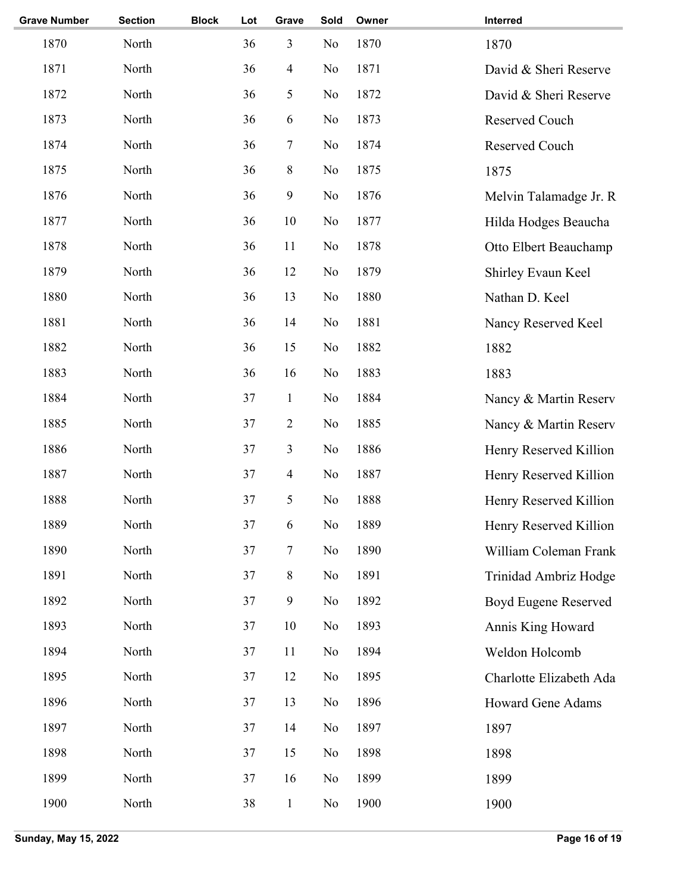| Grave Number | Section | Block | Lot | Grave | Sold | Owner | Interred |
|---|---|---|---|---|---|---|---|
| 1870 | North | | 36 | 3 | No | 1870 | 1870 |
| 1871 | North | | 36 | 4 | No | 1871 | David & Sheri Reserve |
| 1872 | North | | 36 | 5 | No | 1872 | David & Sheri Reserve |
| 1873 | North | | 36 | 6 | No | 1873 | Reserved Couch |
| 1874 | North | | 36 | 7 | No | 1874 | Reserved Couch |
| 1875 | North | | 36 | 8 | No | 1875 | 1875 |
| 1876 | North | | 36 | 9 | No | 1876 | Melvin Talamadge Jr. R |
| 1877 | North | | 36 | 10 | No | 1877 | Hilda Hodges Beaucha |
| 1878 | North | | 36 | 11 | No | 1878 | Otto Elbert Beauchamp |
| 1879 | North | | 36 | 12 | No | 1879 | Shirley Evaun Keel |
| 1880 | North | | 36 | 13 | No | 1880 | Nathan D. Keel |
| 1881 | North | | 36 | 14 | No | 1881 | Nancy Reserved Keel |
| 1882 | North | | 36 | 15 | No | 1882 | 1882 |
| 1883 | North | | 36 | 16 | No | 1883 | 1883 |
| 1884 | North | | 37 | 1 | No | 1884 | Nancy & Martin Reserv |
| 1885 | North | | 37 | 2 | No | 1885 | Nancy & Martin Reserv |
| 1886 | North | | 37 | 3 | No | 1886 | Henry Reserved Killion |
| 1887 | North | | 37 | 4 | No | 1887 | Henry Reserved Killion |
| 1888 | North | | 37 | 5 | No | 1888 | Henry Reserved Killion |
| 1889 | North | | 37 | 6 | No | 1889 | Henry Reserved Killion |
| 1890 | North | | 37 | 7 | No | 1890 | William Coleman Frank |
| 1891 | North | | 37 | 8 | No | 1891 | Trinidad Ambriz Hodge |
| 1892 | North | | 37 | 9 | No | 1892 | Boyd Eugene Reserved |
| 1893 | North | | 37 | 10 | No | 1893 | Annis King Howard |
| 1894 | North | | 37 | 11 | No | 1894 | Weldon Holcomb |
| 1895 | North | | 37 | 12 | No | 1895 | Charlotte Elizabeth Ada |
| 1896 | North | | 37 | 13 | No | 1896 | Howard Gene Adams |
| 1897 | North | | 37 | 14 | No | 1897 | 1897 |
| 1898 | North | | 37 | 15 | No | 1898 | 1898 |
| 1899 | North | | 37 | 16 | No | 1899 | 1899 |
| 1900 | North | | 38 | 1 | No | 1900 | 1900 |

Sunday, May 15, 2022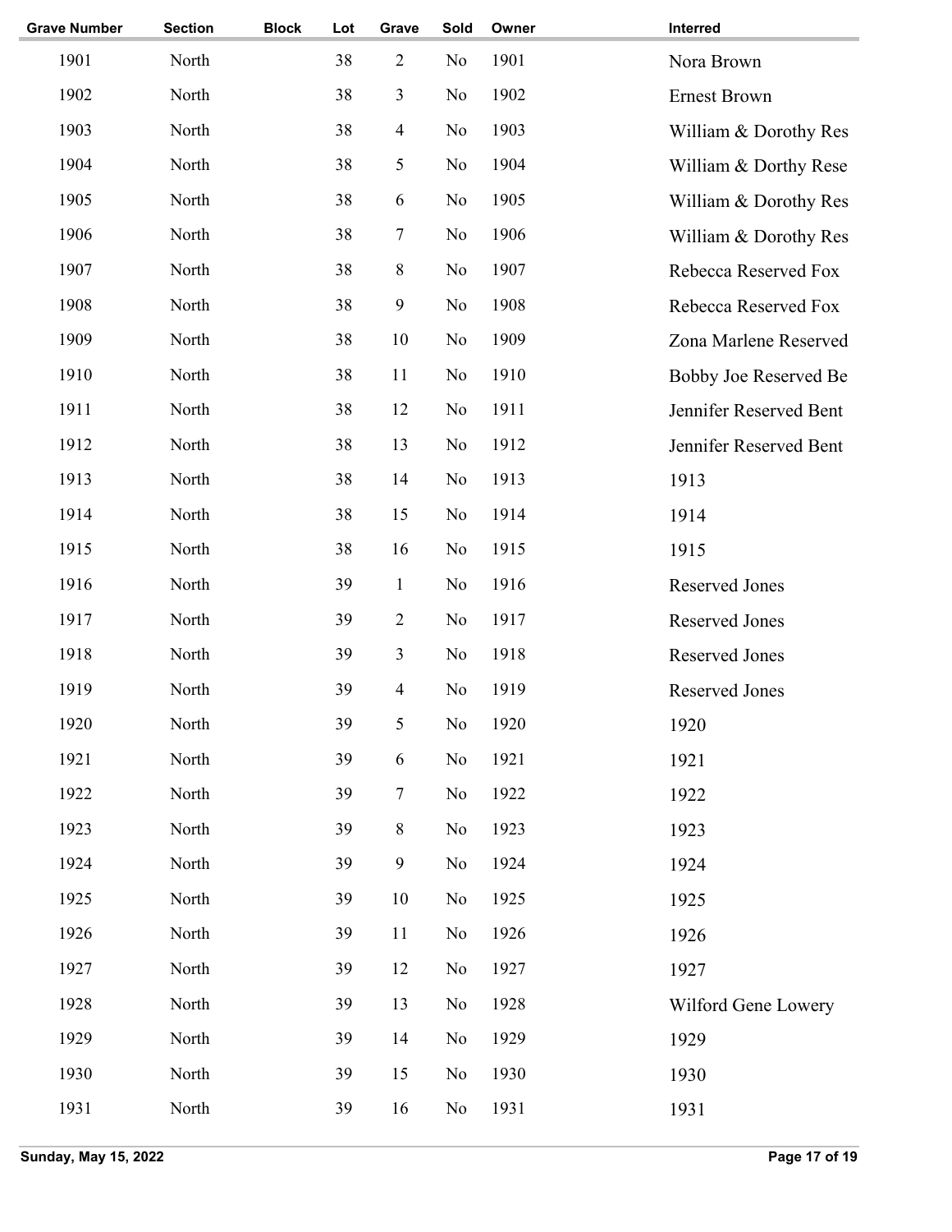| Grave Number | Section | Block | Lot | Grave | Sold | Owner | Interred |
|---|---|---|---|---|---|---|---|
| 1901 | North | | 38 | 2 | No | 1901 | Nora Brown |
| 1902 | North | | 38 | 3 | No | 1902 | Ernest Brown |
| 1903 | North | | 38 | 4 | No | 1903 | William & Dorothy Res |
| 1904 | North | | 38 | 5 | No | 1904 | William & Dorthy Rese |
| 1905 | North | | 38 | 6 | No | 1905 | William & Dorothy Res |
| 1906 | North | | 38 | 7 | No | 1906 | William & Dorothy Res |
| 1907 | North | | 38 | 8 | No | 1907 | Rebecca Reserved Fox |
| 1908 | North | | 38 | 9 | No | 1908 | Rebecca Reserved Fox |
| 1909 | North | | 38 | 10 | No | 1909 | Zona Marlene Reserved |
| 1910 | North | | 38 | 11 | No | 1910 | Bobby Joe Reserved Be |
| 1911 | North | | 38 | 12 | No | 1911 | Jennifer Reserved Bent |
| 1912 | North | | 38 | 13 | No | 1912 | Jennifer Reserved Bent |
| 1913 | North | | 38 | 14 | No | 1913 | 1913 |
| 1914 | North | | 38 | 15 | No | 1914 | 1914 |
| 1915 | North | | 38 | 16 | No | 1915 | 1915 |
| 1916 | North | | 39 | 1 | No | 1916 | Reserved Jones |
| 1917 | North | | 39 | 2 | No | 1917 | Reserved Jones |
| 1918 | North | | 39 | 3 | No | 1918 | Reserved Jones |
| 1919 | North | | 39 | 4 | No | 1919 | Reserved Jones |
| 1920 | North | | 39 | 5 | No | 1920 | 1920 |
| 1921 | North | | 39 | 6 | No | 1921 | 1921 |
| 1922 | North | | 39 | 7 | No | 1922 | 1922 |
| 1923 | North | | 39 | 8 | No | 1923 | 1923 |
| 1924 | North | | 39 | 9 | No | 1924 | 1924 |
| 1925 | North | | 39 | 10 | No | 1925 | 1925 |
| 1926 | North | | 39 | 11 | No | 1926 | 1926 |
| 1927 | North | | 39 | 12 | No | 1927 | 1927 |
| 1928 | North | | 39 | 13 | No | 1928 | Wilford Gene Lowery |
| 1929 | North | | 39 | 14 | No | 1929 | 1929 |
| 1930 | North | | 39 | 15 | No | 1930 | 1930 |
| 1931 | North | | 39 | 16 | No | 1931 | 1931 |

Sunday, May 15, 2022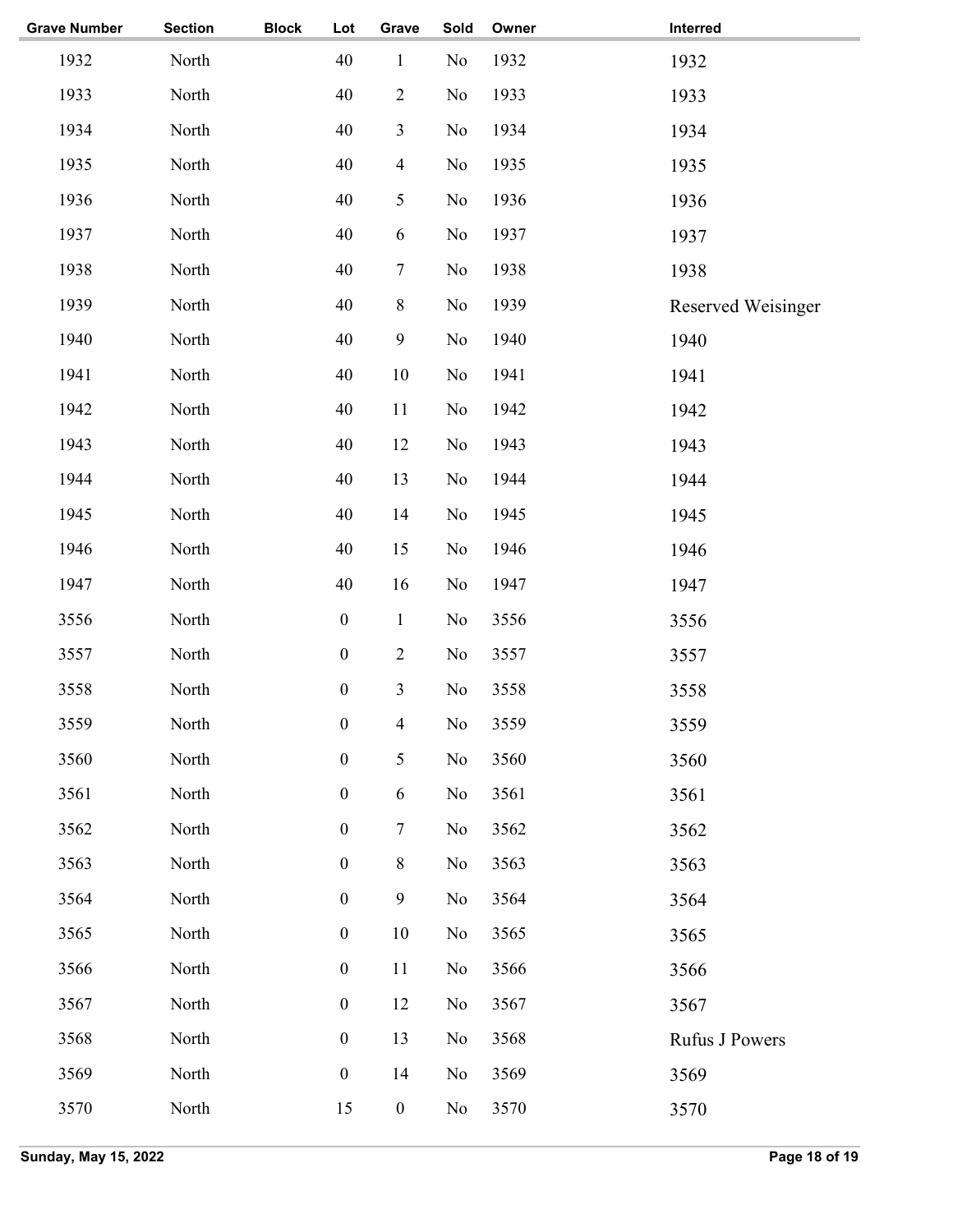| Grave Number | Section | Block | Lot | Grave | Sold | Owner | Interred |
|---|---|---|---|---|---|---|---|
| 1932 | North | | 40 | 1 | No | 1932 | 1932 |
| 1933 | North | | 40 | 2 | No | 1933 | 1933 |
| 1934 | North | | 40 | 3 | No | 1934 | 1934 |
| 1935 | North | | 40 | 4 | No | 1935 | 1935 |
| 1936 | North | | 40 | 5 | No | 1936 | 1936 |
| 1937 | North | | 40 | 6 | No | 1937 | 1937 |
| 1938 | North | | 40 | 7 | No | 1938 | 1938 |
| 1939 | North | | 40 | 8 | No | 1939 | Reserved Weisinger |
| 1940 | North | | 40 | 9 | No | 1940 | 1940 |
| 1941 | North | | 40 | 10 | No | 1941 | 1941 |
| 1942 | North | | 40 | 11 | No | 1942 | 1942 |
| 1943 | North | | 40 | 12 | No | 1943 | 1943 |
| 1944 | North | | 40 | 13 | No | 1944 | 1944 |
| 1945 | North | | 40 | 14 | No | 1945 | 1945 |
| 1946 | North | | 40 | 15 | No | 1946 | 1946 |
| 1947 | North | | 40 | 16 | No | 1947 | 1947 |
| 3556 | North | | 0 | 1 | No | 3556 | 3556 |
| 3557 | North | | 0 | 2 | No | 3557 | 3557 |
| 3558 | North | | 0 | 3 | No | 3558 | 3558 |
| 3559 | North | | 0 | 4 | No | 3559 | 3559 |
| 3560 | North | | 0 | 5 | No | 3560 | 3560 |
| 3561 | North | | 0 | 6 | No | 3561 | 3561 |
| 3562 | North | | 0 | 7 | No | 3562 | 3562 |
| 3563 | North | | 0 | 8 | No | 3563 | 3563 |
| 3564 | North | | 0 | 9 | No | 3564 | 3564 |
| 3565 | North | | 0 | 10 | No | 3565 | 3565 |
| 3566 | North | | 0 | 11 | No | 3566 | 3566 |
| 3567 | North | | 0 | 12 | No | 3567 | 3567 |
| 3568 | North | | 0 | 13 | No | 3568 | Rufus J Powers |
| 3569 | North | | 0 | 14 | No | 3569 | 3569 |
| 3570 | North | | 15 | 0 | No | 3570 | 3570 |

Sunday, May 15, 2022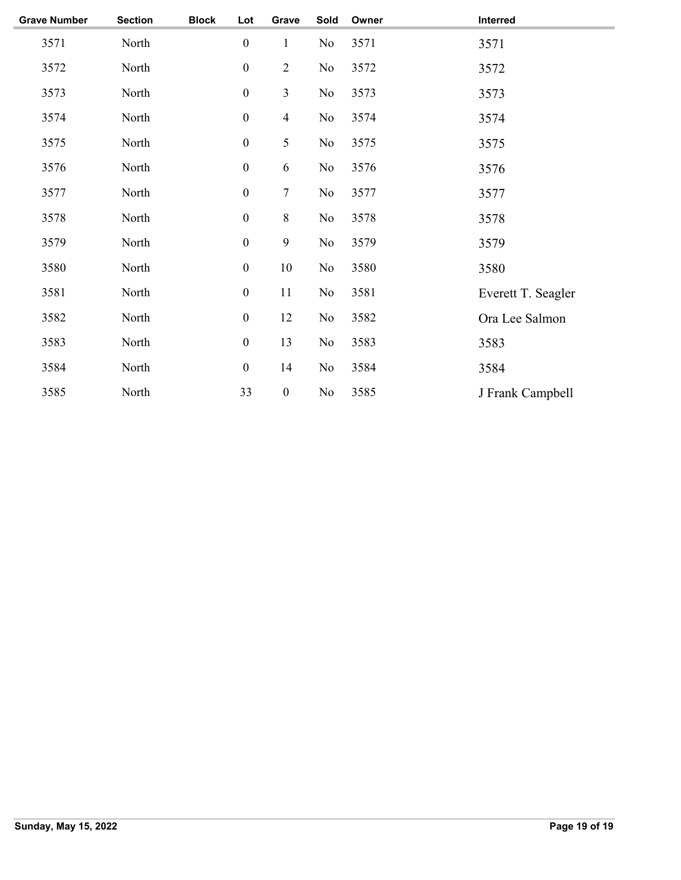| Grave Number | Section | Block | Lot | Grave | Sold | Owner | Interred |
|---|---|---|---|---|---|---|---|
| 3571 | North | | 0 | 1 | No | 3571 | 3571 |
| 3572 | North | | 0 | 2 | No | 3572 | 3572 |
| 3573 | North | | 0 | 3 | No | 3573 | 3573 |
| 3574 | North | | 0 | 4 | No | 3574 | 3574 |
| 3575 | North | | 0 | 5 | No | 3575 | 3575 |
| 3576 | North | | 0 | 6 | No | 3576 | 3576 |
| 3577 | North | | 0 | 7 | No | 3577 | 3577 |
| 3578 | North | | 0 | 8 | No | 3578 | 3578 |
| 3579 | North | | 0 | 9 | No | 3579 | 3579 |
| 3580 | North | | 0 | 10 | No | 3580 | 3580 |
| 3581 | North | | 0 | 11 | No | 3581 | Everett T. Seagler |
| 3582 | North | | 0 | 12 | No | 3582 | Ora Lee Salmon |
| 3583 | North | | 0 | 13 | No | 3583 | 3583 |
| 3584 | North | | 0 | 14 | No | 3584 | 3584 |
| 3585 | North | | 33 | 0 | No | 3585 | J Frank Campbell |

Sunday, May 15, 2022